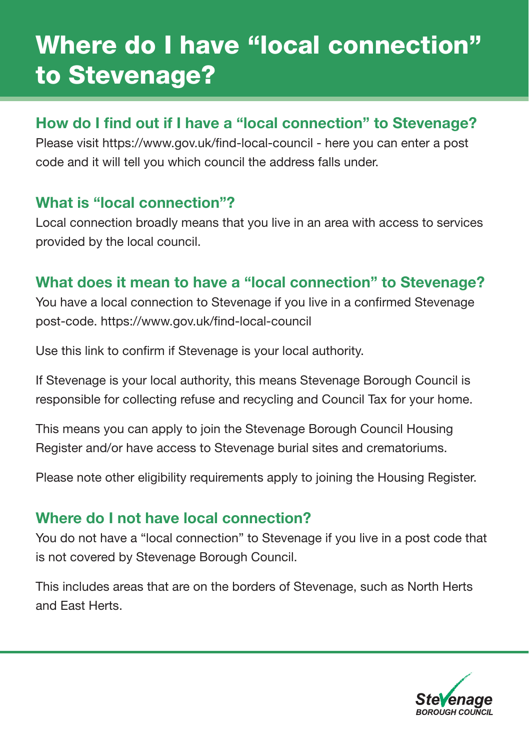# Where do I have "local connection" to Stevenage?

## How do I find out if I have a "local connection" to Stevenage?

Please visit https://www.gov.uk/find-local-council - here you can enter a post code and it will tell you which council the address falls under.

## What is "local connection"?

Local connection broadly means that you live in an area with access to services provided by the local council.

## What does it mean to have a "local connection" to Stevenage?

You have a local connection to Stevenage if you live in a confirmed Stevenage post-code. https://www.gov.uk/find-local-council

Use this link to confirm if Stevenage is your local authority.

If Stevenage is your local authority, this means Stevenage Borough Council is responsible for collecting refuse and recycling and Council Tax for your home.

This means you can apply to join the Stevenage Borough Council Housing Register and/or have access to Stevenage burial sites and crematoriums.

Please note other eligibility requirements apply to joining the Housing Register.

## Where do I not have local connection?

You do not have a "local connection" to Stevenage if you live in a post code that is not covered by Stevenage Borough Council.

This includes areas that are on the borders of Stevenage, such as North Herts and East Herts.

Stevenage BOROUGH COUNCIL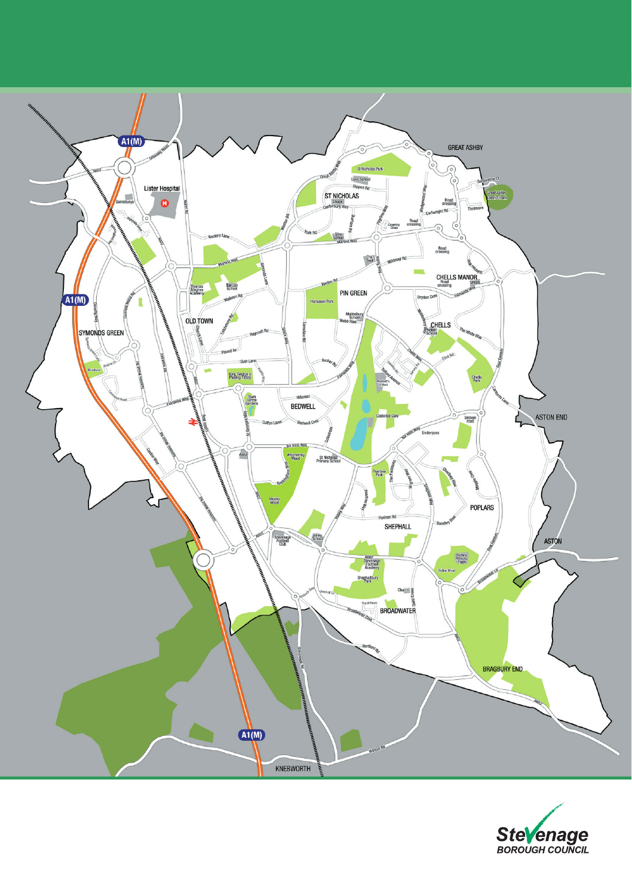A1(M)

GREAT ASHBY

Lister Hospital

ST NICHOLAS

CHELLS MANOR

PIN GREEN

OLD TOWN

SYMONDS GREEN

CHELLS

BEDWELL

ASTON END

POPLARS

SHEPHALL

ASTON

BROADWATER

BRAGBURY END

KNEBWORTH

Stevenage BOROUGH COUNCIL